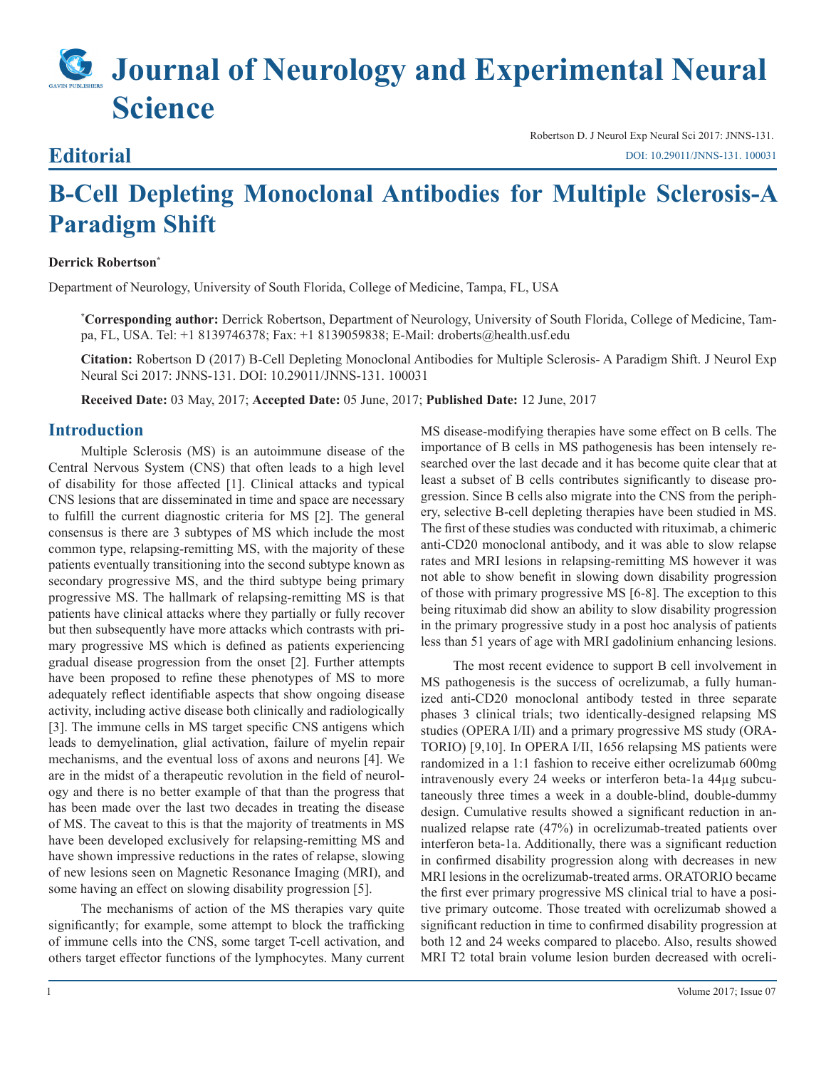# Journal of Neurology and Experimental Neural Science

## Editorial

Robertson D. J Neurol Exp Neural Sci 2017: JNNS-131.
DOI: 10.29011/JNNS-131. 100031

# B-Cell Depleting Monoclonal Antibodies for Multiple Sclerosis-A Paradigm Shift

**Derrick Robertson***

Department of Neurology, University of South Florida, College of Medicine, Tampa, FL, USA

***Corresponding author:** Derrick Robertson, Department of Neurology, University of South Florida, College of Medicine, Tampa, FL, USA. Tel: +1 8139746378; Fax: +1 8139059838; E-Mail: droberts@health.usf.edu

**Citation:** Robertson D (2017) B-Cell Depleting Monoclonal Antibodies for Multiple Sclerosis- A Paradigm Shift. J Neurol Exp Neural Sci 2017: JNNS-131. DOI: 10.29011/JNNS-131. 100031

**Received Date:** 03 May, 2017; **Accepted Date:** 05 June, 2017; **Published Date:** 12 June, 2017

## Introduction

Multiple Sclerosis (MS) is an autoimmune disease of the Central Nervous System (CNS) that often leads to a high level of disability for those affected [1]. Clinical attacks and typical CNS lesions that are disseminated in time and space are necessary to fulfill the current diagnostic criteria for MS [2]. The general consensus is there are 3 subtypes of MS which include the most common type, relapsing-remitting MS, with the majority of these patients eventually transitioning into the second subtype known as secondary progressive MS, and the third subtype being primary progressive MS. The hallmark of relapsing-remitting MS is that patients have clinical attacks where they partially or fully recover but then subsequently have more attacks which contrasts with primary progressive MS which is defined as patients experiencing gradual disease progression from the onset [2]. Further attempts have been proposed to refine these phenotypes of MS to more adequately reflect identifiable aspects that show ongoing disease activity, including active disease both clinically and radiologically [3]. The immune cells in MS target specific CNS antigens which leads to demyelination, glial activation, failure of myelin repair mechanisms, and the eventual loss of axons and neurons [4]. We are in the midst of a therapeutic revolution in the field of neurology and there is no better example of that than the progress that has been made over the last two decades in treating the disease of MS. The caveat to this is that the majority of treatments in MS have been developed exclusively for relapsing-remitting MS and have shown impressive reductions in the rates of relapse, slowing of new lesions seen on Magnetic Resonance Imaging (MRI), and some having an effect on slowing disability progression [5].

The mechanisms of action of the MS therapies vary quite significantly; for example, some attempt to block the trafficking of immune cells into the CNS, some target T-cell activation, and others target effector functions of the lymphocytes. Many current MS disease-modifying therapies have some effect on B cells. The importance of B cells in MS pathogenesis has been intensely researched over the last decade and it has become quite clear that at least a subset of B cells contributes significantly to disease progression. Since B cells also migrate into the CNS from the periphery, selective B-cell depleting therapies have been studied in MS. The first of these studies was conducted with rituximab, a chimeric anti-CD20 monoclonal antibody, and it was able to slow relapse rates and MRI lesions in relapsing-remitting MS however it was not able to show benefit in slowing down disability progression of those with primary progressive MS [6-8]. The exception to this being rituximab did show an ability to slow disability progression in the primary progressive study in a post hoc analysis of patients less than 51 years of age with MRI gadolinium enhancing lesions.

The most recent evidence to support B cell involvement in MS pathogenesis is the success of ocrelizumab, a fully humanized anti-CD20 monoclonal antibody tested in three separate phases 3 clinical trials; two identically-designed relapsing MS studies (OPERA I/II) and a primary progressive MS study (ORATORIO) [9,10]. In OPERA I/II, 1656 relapsing MS patients were randomized in a 1:1 fashion to receive either ocrelizumab 600mg intravenously every 24 weeks or interferon beta-1a 44µg subcutaneously three times a week in a double-blind, double-dummy design. Cumulative results showed a significant reduction in annualized relapse rate (47%) in ocrelizumab-treated patients over interferon beta-1a. Additionally, there was a significant reduction in confirmed disability progression along with decreases in new MRI lesions in the ocrelizumab-treated arms. ORATORIO became the first ever primary progressive MS clinical trial to have a positive primary outcome. Those treated with ocrelizumab showed a significant reduction in time to confirmed disability progression at both 12 and 24 weeks compared to placebo. Also, results showed MRI T2 total brain volume lesion burden decreased with ocreli-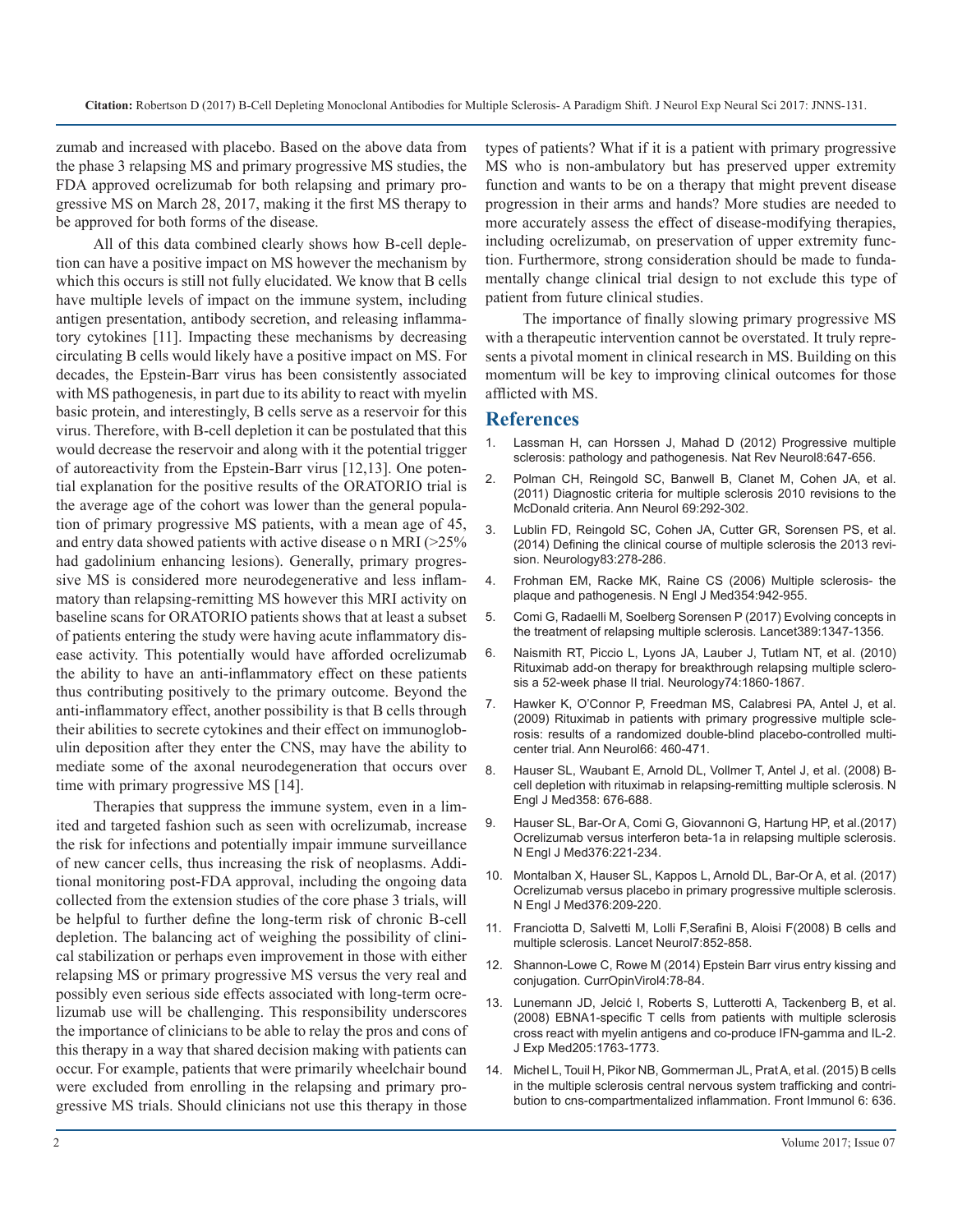zumab and increased with placebo. Based on the above data from the phase 3 relapsing MS and primary progressive MS studies, the FDA approved ocrelizumab for both relapsing and primary progressive MS on March 28, 2017, making it the first MS therapy to be approved for both forms of the disease.

All of this data combined clearly shows how B-cell depletion can have a positive impact on MS however the mechanism by which this occurs is still not fully elucidated. We know that B cells have multiple levels of impact on the immune system, including antigen presentation, antibody secretion, and releasing inflammatory cytokines [11]. Impacting these mechanisms by decreasing circulating B cells would likely have a positive impact on MS. For decades, the Epstein-Barr virus has been consistently associated with MS pathogenesis, in part due to its ability to react with myelin basic protein, and interestingly, B cells serve as a reservoir for this virus. Therefore, with B-cell depletion it can be postulated that this would decrease the reservoir and along with it the potential trigger of autoreactivity from the Epstein-Barr virus [12,13]. One potential explanation for the positive results of the ORATORIO trial is the average age of the cohort was lower than the general population of primary progressive MS patients, with a mean age of 45, and entry data showed patients with active disease o n MRI (>25% had gadolinium enhancing lesions). Generally, primary progressive MS is considered more neurodegenerative and less inflammatory than relapsing-remitting MS however this MRI activity on baseline scans for ORATORIO patients shows that at least a subset of patients entering the study were having acute inflammatory disease activity. This potentially would have afforded ocrelizumab the ability to have an anti-inflammatory effect on these patients thus contributing positively to the primary outcome. Beyond the anti-inflammatory effect, another possibility is that B cells through their abilities to secrete cytokines and their effect on immunoglobulin deposition after they enter the CNS, may have the ability to mediate some of the axonal neurodegeneration that occurs over time with primary progressive MS [14].

Therapies that suppress the immune system, even in a limited and targeted fashion such as seen with ocrelizumab, increase the risk for infections and potentially impair immune surveillance of new cancer cells, thus increasing the risk of neoplasms. Additional monitoring post-FDA approval, including the ongoing data collected from the extension studies of the core phase 3 trials, will be helpful to further define the long-term risk of chronic B-cell depletion. The balancing act of weighing the possibility of clinical stabilization or perhaps even improvement in those with either relapsing MS or primary progressive MS versus the very real and possibly even serious side effects associated with long-term ocrelizumab use will be challenging. This responsibility underscores the importance of clinicians to be able to relay the pros and cons of this therapy in a way that shared decision making with patients can occur. For example, patients that were primarily wheelchair bound were excluded from enrolling in the relapsing and primary progressive MS trials. Should clinicians not use this therapy in those types of patients? What if it is a patient with primary progressive MS who is non-ambulatory but has preserved upper extremity function and wants to be on a therapy that might prevent disease progression in their arms and hands? More studies are needed to more accurately assess the effect of disease-modifying therapies, including ocrelizumab, on preservation of upper extremity function. Furthermore, strong consideration should be made to fundamentally change clinical trial design to not exclude this type of patient from future clinical studies.

The importance of finally slowing primary progressive MS with a therapeutic intervention cannot be overstated. It truly represents a pivotal moment in clinical research in MS. Building on this momentum will be key to improving clinical outcomes for those afflicted with MS.

## References

1. Lassman H, can Horssen J, Mahad D (2012) Progressive multiple sclerosis: pathology and pathogenesis. Nat Rev Neurol8:647-656.
2. Polman CH, Reingold SC, Banwell B, Clanet M, Cohen JA, et al. (2011) Diagnostic criteria for multiple sclerosis 2010 revisions to the McDonald criteria. Ann Neurol 69:292-302.
3. Lublin FD, Reingold SC, Cohen JA, Cutter GR, Sorensen PS, et al. (2014) Defining the clinical course of multiple sclerosis the 2013 revision. Neurology83:278-286.
4. Frohman EM, Racke MK, Raine CS (2006) Multiple sclerosis- the plaque and pathogenesis. N Engl J Med354:942-955.
5. Comi G, Radaelli M, Soelberg Sorensen P (2017) Evolving concepts in the treatment of relapsing multiple sclerosis. Lancet389:1347-1356.
6. Naismith RT, Piccio L, Lyons JA, Lauber J, Tutlam NT, et al. (2010) Rituximab add-on therapy for breakthrough relapsing multiple sclerosis a 52-week phase II trial. Neurology74:1860-1867.
7. Hawker K, O'Connor P, Freedman MS, Calabresi PA, Antel J, et al. (2009) Rituximab in patients with primary progressive multiple sclerosis: results of a randomized double-blind placebo-controlled multicenter trial. Ann Neurol66: 460-471.
8. Hauser SL, Waubant E, Arnold DL, Vollmer T, Antel J, et al. (2008) B-cell depletion with rituximab in relapsing-remitting multiple sclerosis. N Engl J Med358: 676-688.
9. Hauser SL, Bar-Or A, Comi G, Giovannoni G, Hartung HP, et al.(2017) Ocrelizumab versus interferon beta-1a in relapsing multiple sclerosis. N Engl J Med376:221-234.
10. Montalban X, Hauser SL, Kappos L, Arnold DL, Bar-Or A, et al. (2017) Ocrelizumab versus placebo in primary progressive multiple sclerosis. N Engl J Med376:209-220.
11. Franciotta D, Salvetti M, Lolli F,Serafini B, Aloisi F(2008) B cells and multiple sclerosis. Lancet Neurol7:852-858.
12. Shannon-Lowe C, Rowe M (2014) Epstein Barr virus entry kissing and conjugation. CurrOpinVirol4:78-84.
13. Lunemann JD, Jelcić I, Roberts S, Lutterotti A, Tackenberg B, et al. (2008) EBNA1-specific T cells from patients with multiple sclerosis cross react with myelin antigens and co-produce IFN-gamma and IL-2. J Exp Med205:1763-1773.
14. Michel L, Touil H, Pikor NB, Gommerman JL, Prat A, et al. (2015) B cells in the multiple sclerosis central nervous system trafficking and contribution to cns-compartmentalized inflammation. Front Immunol 6: 636.